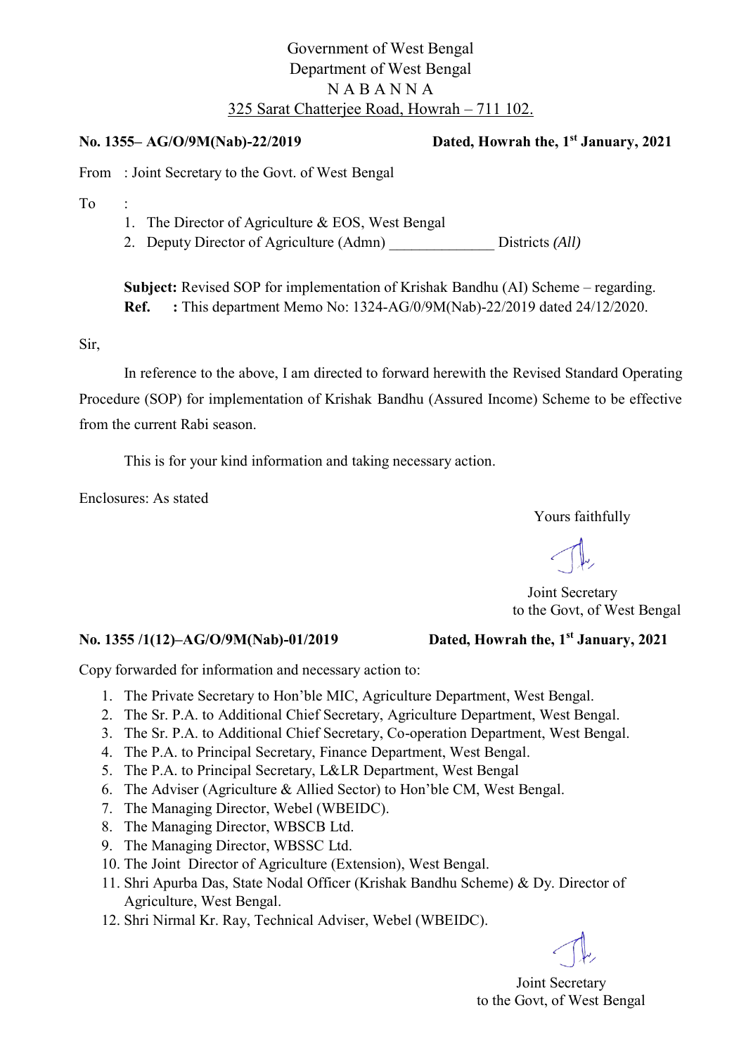Government of West Bengal
Department of West Bengal
N A B A N N A
325 Sarat Chatterjee Road, Howrah – 711 102.

**No. 1355– AG/O/9M(Nab)-22/2019** **Dated, Howrah the, 1st January, 2021**

From : Joint Secretary to the Govt. of West Bengal

To :

1. The Director of Agriculture & EOS, West Bengal
2. Deputy Director of Agriculture (Admn) ______________ Districts *(All)*

**Subject:** Revised SOP for implementation of Krishak Bandhu (AI) Scheme – regarding.
**Ref. :** This department Memo No: 1324-AG/0/9M(Nab)-22/2019 dated 24/12/2020.

Sir,

In reference to the above, I am directed to forward herewith the Revised Standard Operating Procedure (SOP) for implementation of Krishak Bandhu (Assured Income) Scheme to be effective from the current Rabi season.

This is for your kind information and taking necessary action.

Enclosures: As stated

Yours faithfully

Joint Secretary
to the Govt, of West Bengal

**No. 1355 /1(12)–AG/O/9M(Nab)-01/2019** **Dated, Howrah the, 1st January, 2021**

Copy forwarded for information and necessary action to:

1. The Private Secretary to Hon'ble MIC, Agriculture Department, West Bengal.
2. The Sr. P.A. to Additional Chief Secretary, Agriculture Department, West Bengal.
3. The Sr. P.A. to Additional Chief Secretary, Co-operation Department, West Bengal.
4. The P.A. to Principal Secretary, Finance Department, West Bengal.
5. The P.A. to Principal Secretary, L&LR Department, West Bengal
6. The Adviser (Agriculture & Allied Sector) to Hon'ble CM, West Bengal.
7. The Managing Director, Webel (WBEIDC).
8. The Managing Director, WBSCB Ltd.
9. The Managing Director, WBSSC Ltd.
10. The Joint Director of Agriculture (Extension), West Bengal.
11. Shri Apurba Das, State Nodal Officer (Krishak Bandhu Scheme) & Dy. Director of Agriculture, West Bengal.
12. Shri Nirmal Kr. Ray, Technical Adviser, Webel (WBEIDC).

Joint Secretary
to the Govt, of West Bengal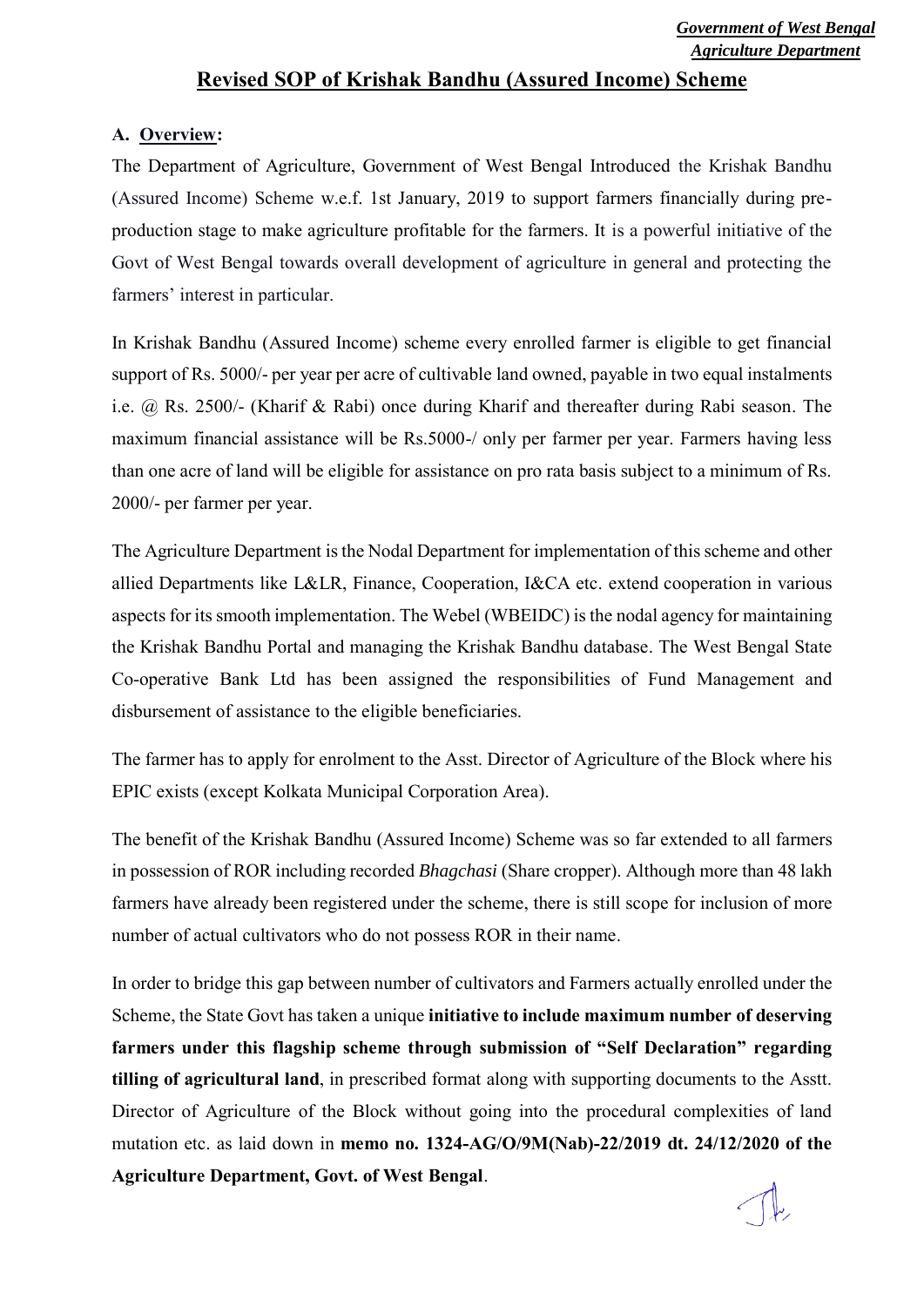*Government of West Bengal*
*Agriculture Department*

# Revised SOP of Krishak Bandhu (Assured Income) Scheme

## A. Overview:

The Department of Agriculture, Government of West Bengal Introduced the Krishak Bandhu (Assured Income) Scheme w.e.f. 1st January, 2019 to support farmers financially during pre-production stage to make agriculture profitable for the farmers. It is a powerful initiative of the Govt of West Bengal towards overall development of agriculture in general and protecting the farmers' interest in particular.

In Krishak Bandhu (Assured Income) scheme every enrolled farmer is eligible to get financial support of Rs. 5000/- per year per acre of cultivable land owned, payable in two equal instalments i.e. @ Rs. 2500/- (Kharif & Rabi) once during Kharif and thereafter during Rabi season. The maximum financial assistance will be Rs.5000-/ only per farmer per year. Farmers having less than one acre of land will be eligible for assistance on pro rata basis subject to a minimum of Rs. 2000/- per farmer per year.

The Agriculture Department is the Nodal Department for implementation of this scheme and other allied Departments like L&LR, Finance, Cooperation, I&CA etc. extend cooperation in various aspects for its smooth implementation. The Webel (WBEIDC) is the nodal agency for maintaining the Krishak Bandhu Portal and managing the Krishak Bandhu database. The West Bengal State Co-operative Bank Ltd has been assigned the responsibilities of Fund Management and disbursement of assistance to the eligible beneficiaries.

The farmer has to apply for enrolment to the Asst. Director of Agriculture of the Block where his EPIC exists (except Kolkata Municipal Corporation Area).

The benefit of the Krishak Bandhu (Assured Income) Scheme was so far extended to all farmers in possession of ROR including recorded *Bhagchasi* (Share cropper). Although more than 48 lakh farmers have already been registered under the scheme, there is still scope for inclusion of more number of actual cultivators who do not possess ROR in their name.

In order to bridge this gap between number of cultivators and Farmers actually enrolled under the Scheme, the State Govt has taken a unique **initiative to include maximum number of deserving farmers under this flagship scheme through submission of "Self Declaration" regarding tilling of agricultural land**, in prescribed format along with supporting documents to the Asstt. Director of Agriculture of the Block without going into the procedural complexities of land mutation etc. as laid down in **memo no. 1324-AG/O/9M(Nab)-22/2019 dt. 24/12/2020 of the Agriculture Department, Govt. of West Bengal**.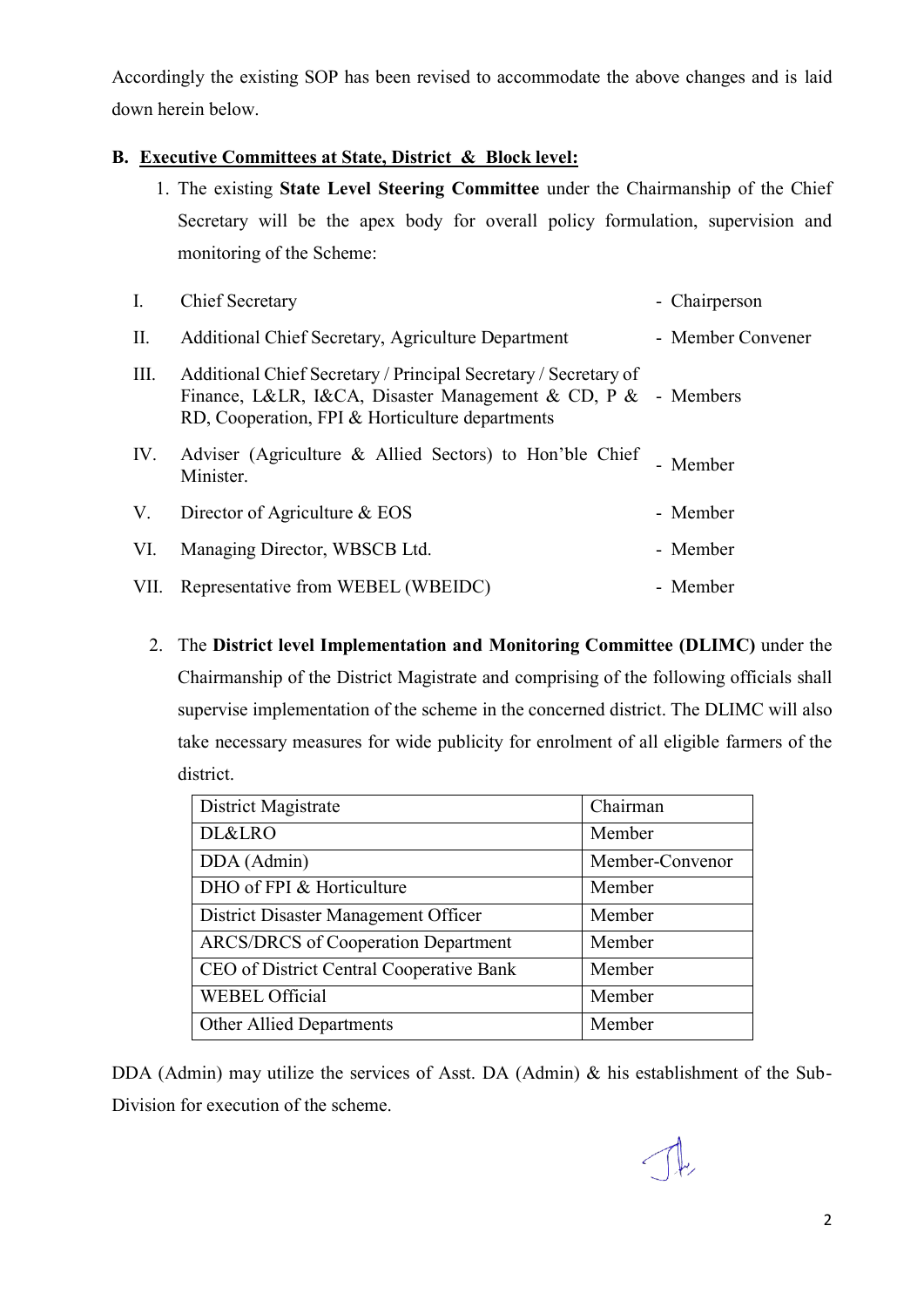Accordingly the existing SOP has been revised to accommodate the above changes and is laid down herein below.

**B. Executive Committees at State, District & Block level:**

1. The existing **State Level Steering Committee** under the Chairmanship of the Chief Secretary will be the apex body for overall policy formulation, supervision and monitoring of the Scheme:

| | | |
|---|---|---|
| I. | Chief Secretary | - Chairperson |
| II. | Additional Chief Secretary, Agriculture Department | - Member Convener |
| III. | Additional Chief Secretary / Principal Secretary / Secretary of Finance, L&LR, I&CA, Disaster Management & CD, P & RD, Cooperation, FPI & Horticulture departments | - Members |
| IV. | Adviser (Agriculture & Allied Sectors) to Hon'ble Chief Minister. | - Member |
| V. | Director of Agriculture & EOS | - Member |
| VI. | Managing Director, WBSCB Ltd. | - Member |
| VII. | Representative from WEBEL (WBEIDC) | - Member |

2. The **District level Implementation and Monitoring Committee (DLIMC)** under the Chairmanship of the District Magistrate and comprising of the following officials shall supervise implementation of the scheme in the concerned district. The DLIMC will also take necessary measures for wide publicity for enrolment of all eligible farmers of the district.

| | |
|---|---|
| District Magistrate | Chairman |
| DL&LRO | Member |
| DDA (Admin) | Member-Convenor |
| DHO of FPI & Horticulture | Member |
| District Disaster Management Officer | Member |
| ARCS/DRCS of Cooperation Department | Member |
| CEO of District Central Cooperative Bank | Member |
| WEBEL Official | Member |
| Other Allied Departments | Member |

DDA (Admin) may utilize the services of Asst. DA (Admin) & his establishment of the Sub-Division for execution of the scheme.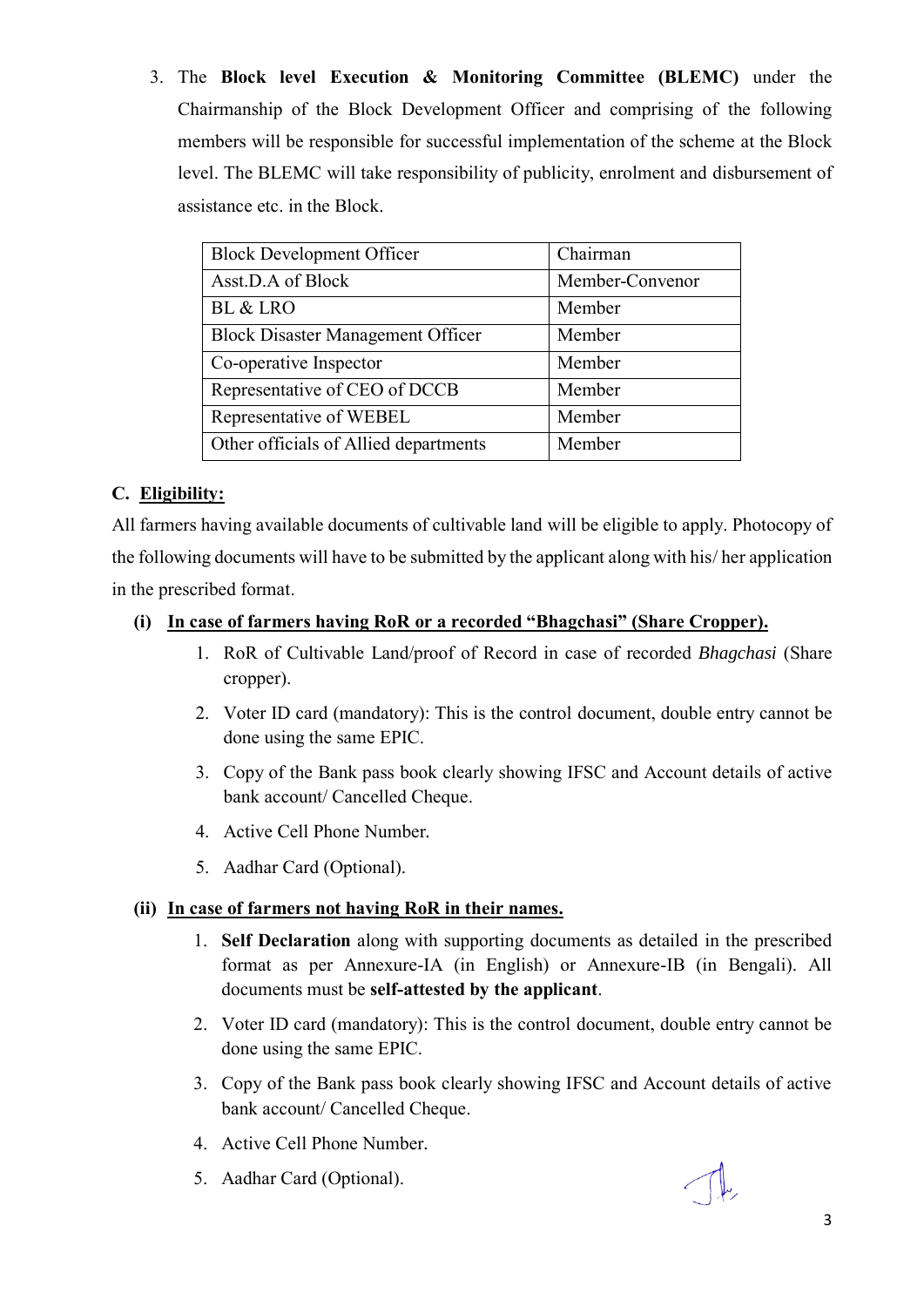3. The **Block level Execution & Monitoring Committee (BLEMC)** under the Chairmanship of the Block Development Officer and comprising of the following members will be responsible for successful implementation of the scheme at the Block level. The BLEMC will take responsibility of publicity, enrolment and disbursement of assistance etc. in the Block.

| Block Development Officer | Chairman |
|---|---|
| Asst.D.A of Block | Member-Convenor |
| BL & LRO | Member |
| Block Disaster Management Officer | Member |
| Co-operative Inspector | Member |
| Representative of CEO of DCCB | Member |
| Representative of WEBEL | Member |
| Other officials of Allied departments | Member |

## C. Eligibility:

All farmers having available documents of cultivable land will be eligible to apply. Photocopy of the following documents will have to be submitted by the applicant along with his/ her application in the prescribed format.

### (i) In case of farmers having RoR or a recorded "Bhagchasi" (Share Cropper).

1. RoR of Cultivable Land/proof of Record in case of recorded *Bhagchasi* (Share cropper).
2. Voter ID card (mandatory): This is the control document, double entry cannot be done using the same EPIC.
3. Copy of the Bank pass book clearly showing IFSC and Account details of active bank account/ Cancelled Cheque.
4. Active Cell Phone Number.
5. Aadhar Card (Optional).

### (ii) In case of farmers not having RoR in their names.

1. **Self Declaration** along with supporting documents as detailed in the prescribed format as per Annexure-IA (in English) or Annexure-IB (in Bengali). All documents must be **self-attested by the applicant**.
2. Voter ID card (mandatory): This is the control document, double entry cannot be done using the same EPIC.
3. Copy of the Bank pass book clearly showing IFSC and Account details of active bank account/ Cancelled Cheque.
4. Active Cell Phone Number.
5. Aadhar Card (Optional).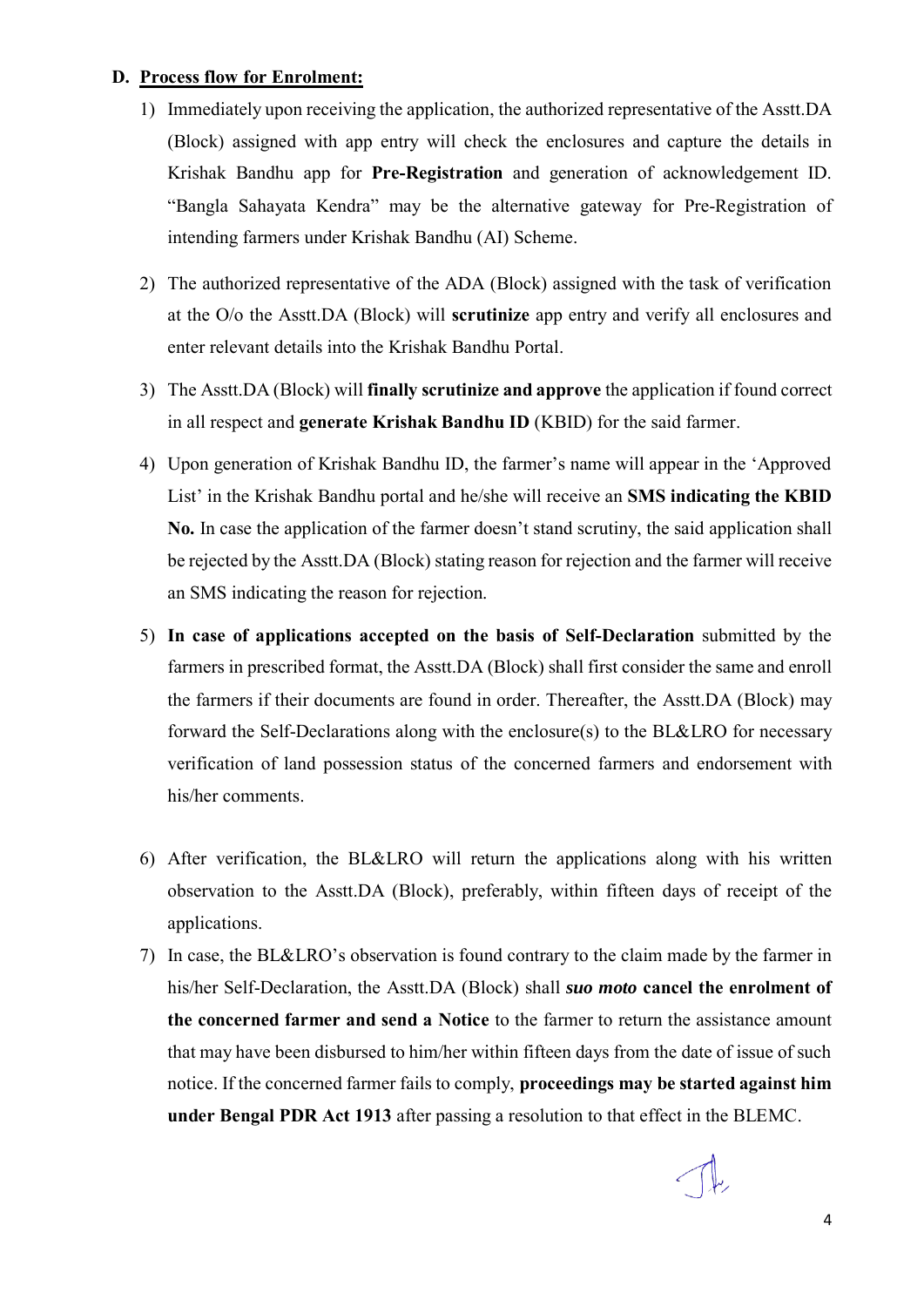## D. Process flow for Enrolment:

1) Immediately upon receiving the application, the authorized representative of the Asstt.DA (Block) assigned with app entry will check the enclosures and capture the details in Krishak Bandhu app for **Pre-Registration** and generation of acknowledgement ID. "Bangla Sahayata Kendra" may be the alternative gateway for Pre-Registration of intending farmers under Krishak Bandhu (AI) Scheme.

2) The authorized representative of the ADA (Block) assigned with the task of verification at the O/o the Asstt.DA (Block) will **scrutinize** app entry and verify all enclosures and enter relevant details into the Krishak Bandhu Portal.

3) The Asstt.DA (Block) will **finally scrutinize and approve** the application if found correct in all respect and **generate Krishak Bandhu ID** (KBID) for the said farmer.

4) Upon generation of Krishak Bandhu ID, the farmer's name will appear in the 'Approved List' in the Krishak Bandhu portal and he/she will receive an **SMS indicating the KBID No.** In case the application of the farmer doesn't stand scrutiny, the said application shall be rejected by the Asstt.DA (Block) stating reason for rejection and the farmer will receive an SMS indicating the reason for rejection.

5) **In case of applications accepted on the basis of Self-Declaration** submitted by the farmers in prescribed format, the Asstt.DA (Block) shall first consider the same and enroll the farmers if their documents are found in order. Thereafter, the Asstt.DA (Block) may forward the Self-Declarations along with the enclosure(s) to the BL&LRO for necessary verification of land possession status of the concerned farmers and endorsement with his/her comments.

6) After verification, the BL&LRO will return the applications along with his written observation to the Asstt.DA (Block), preferably, within fifteen days of receipt of the applications.

7) In case, the BL&LRO's observation is found contrary to the claim made by the farmer in his/her Self-Declaration, the Asstt.DA (Block) shall ***suo moto* cancel the enrolment of the concerned farmer and send a Notice** to the farmer to return the assistance amount that may have been disbursed to him/her within fifteen days from the date of issue of such notice. If the concerned farmer fails to comply, **proceedings may be started against him under Bengal PDR Act 1913** after passing a resolution to that effect in the BLEMC.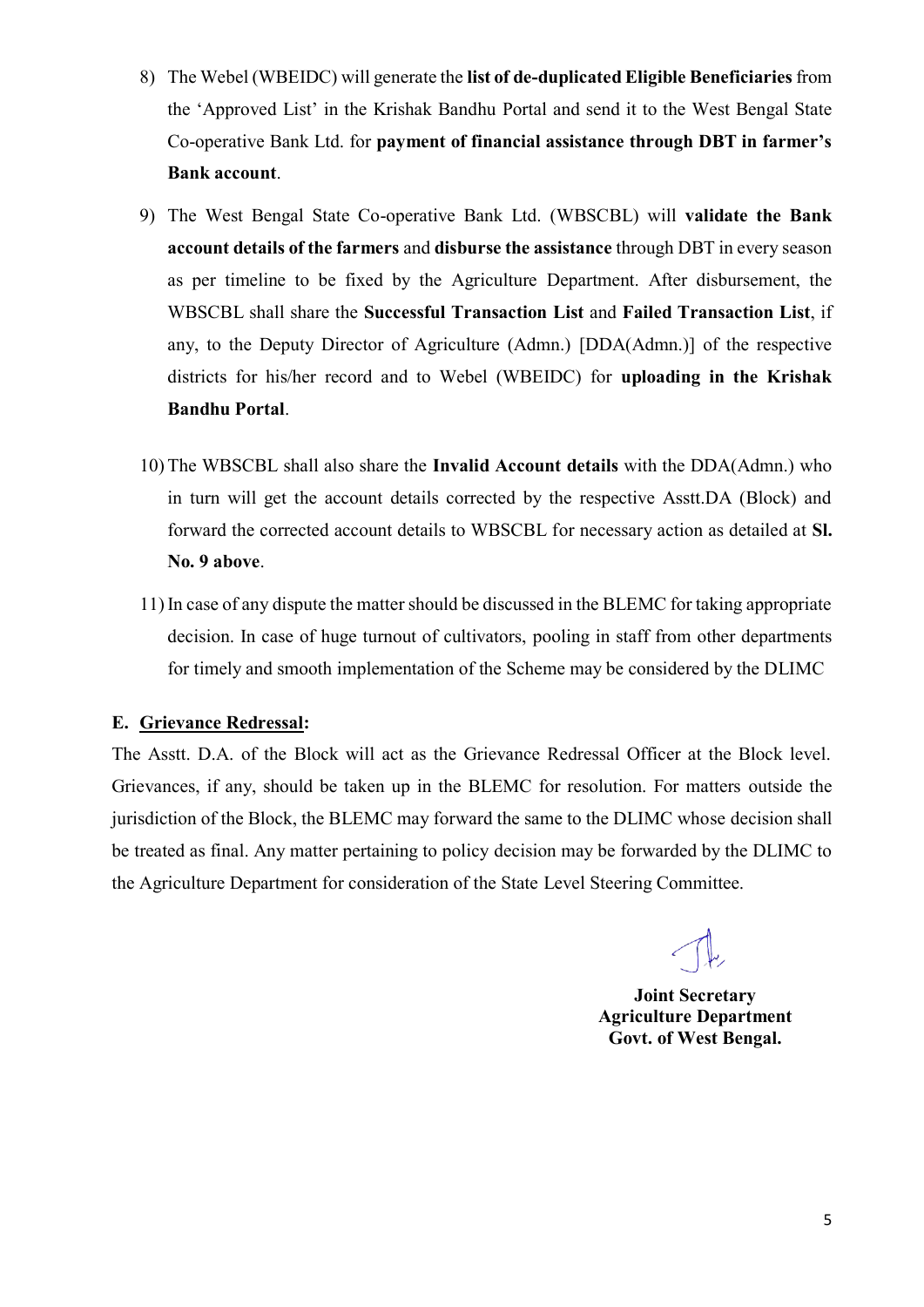8) The Webel (WBEIDC) will generate the **list of de-duplicated Eligible Beneficiaries** from the 'Approved List' in the Krishak Bandhu Portal and send it to the West Bengal State Co-operative Bank Ltd. for **payment of financial assistance through DBT in farmer's Bank account**.

9) The West Bengal State Co-operative Bank Ltd. (WBSCBL) will **validate the Bank account details of the farmers** and **disburse the assistance** through DBT in every season as per timeline to be fixed by the Agriculture Department. After disbursement, the WBSCBL shall share the **Successful Transaction List** and **Failed Transaction List**, if any, to the Deputy Director of Agriculture (Admn.) [DDA(Admn.)] of the respective districts for his/her record and to Webel (WBEIDC) for **uploading in the Krishak Bandhu Portal**.

10) The WBSCBL shall also share the **Invalid Account details** with the DDA(Admn.) who in turn will get the account details corrected by the respective Asstt.DA (Block) and forward the corrected account details to WBSCBL for necessary action as detailed at **Sl. No. 9 above**.

11) In case of any dispute the matter should be discussed in the BLEMC for taking appropriate decision. In case of huge turnout of cultivators, pooling in staff from other departments for timely and smooth implementation of the Scheme may be considered by the DLIMC

**E. <u>Grievance Redressal</u>:**

The Asstt. D.A. of the Block will act as the Grievance Redressal Officer at the Block level. Grievances, if any, should be taken up in the BLEMC for resolution. For matters outside the jurisdiction of the Block, the BLEMC may forward the same to the DLIMC whose decision shall be treated as final. Any matter pertaining to policy decision may be forwarded by the DLIMC to the Agriculture Department for consideration of the State Level Steering Committee.

**Joint Secretary**
**Agriculture Department**
**Govt. of West Bengal.**